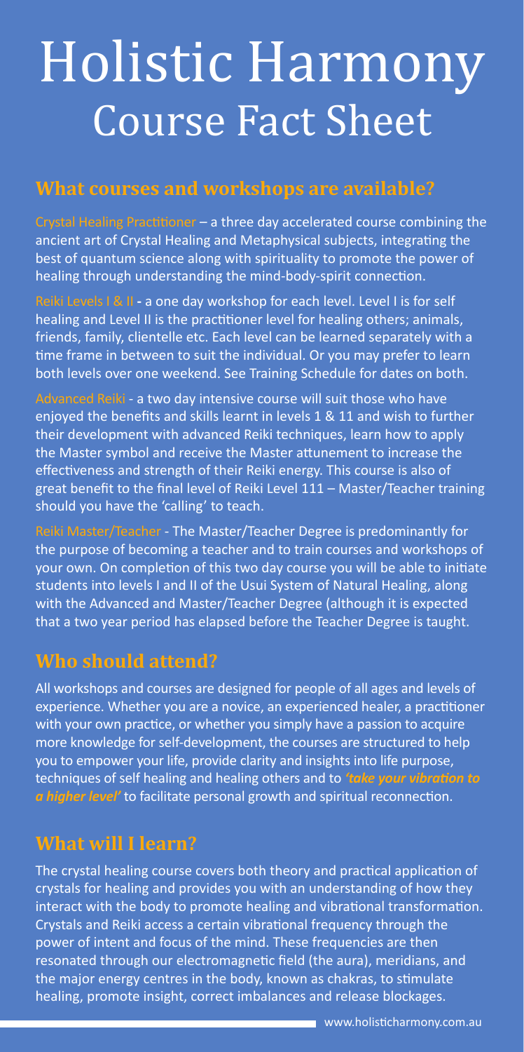# Holistic Harmony
## Course Fact Sheet

### What courses and workshops are available?

Crystal Healing Practitioner – a three day accelerated course combining the ancient art of Crystal Healing and Metaphysical subjects, integrating the best of quantum science along with spirituality to promote the power of healing through understanding the mind-body-spirit connection.

Reiki Levels I & II - a one day workshop for each level. Level I is for self healing and Level II is the practitioner level for healing others; animals, friends, family, clientelle etc. Each level can be learned separately with a time frame in between to suit the individual. Or you may prefer to learn both levels over one weekend. See Training Schedule for dates on both.

Advanced Reiki - a two day intensive course will suit those who have enjoyed the benefits and skills learnt in levels 1 & 11 and wish to further their development with advanced Reiki techniques, learn how to apply the Master symbol and receive the Master attunement to increase the effectiveness and strength of their Reiki energy. This course is also of great benefit to the final level of Reiki Level 111 – Master/Teacher training should you have the 'calling' to teach.

Reiki Master/Teacher - The Master/Teacher Degree is predominantly for the purpose of becoming a teacher and to train courses and workshops of your own. On completion of this two day course you will be able to initiate students into levels I and II of the Usui System of Natural Healing, along with the Advanced and Master/Teacher Degree (although it is expected that a two year period has elapsed before the Teacher Degree is taught.

### Who should attend?

All workshops and courses are designed for people of all ages and levels of experience. Whether you are a novice, an experienced healer, a practitioner with your own practice, or whether you simply have a passion to acquire more knowledge for self-development, the courses are structured to help you to empower your life, provide clarity and insights into life purpose, techniques of self healing and healing others and to ***'take your vibration to a higher level'*** to facilitate personal growth and spiritual reconnection.

### What will I learn?

The crystal healing course covers both theory and practical application of crystals for healing and provides you with an understanding of how they interact with the body to promote healing and vibrational transformation. Crystals and Reiki access a certain vibrational frequency through the power of intent and focus of the mind. These frequencies are then resonated through our electromagnetic field (the aura), meridians, and the major energy centres in the body, known as chakras, to stimulate healing, promote insight, correct imbalances and release blockages.

www.holisticharmony.com.au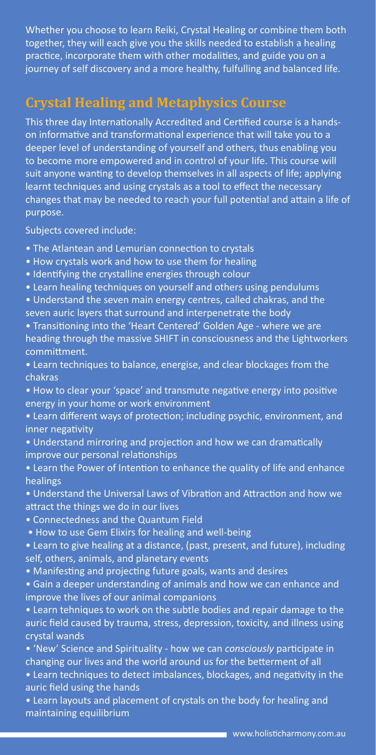Whether you choose to learn Reiki, Crystal Healing or combine them both together, they will each give you the skills needed to establish a healing practice, incorporate them with other modalities, and guide you on a journey of self discovery and a more healthy, fulfilling and balanced life.

## Crystal Healing and Metaphysics Course

This three day Internationally Accredited and Certified course is a hands-on informative and transformational experience that will take you to a deeper level of understanding of yourself and others, thus enabling you to become more empowered and in control of your life. This course will suit anyone wanting to develop themselves in all aspects of life; applying learnt techniques and using crystals as a tool to effect the necessary changes that may be needed to reach your full potential and attain a life of purpose.

Subjects covered include:

- The Atlantean and Lemurian connection to crystals
- How crystals work and how to use them for healing
- Identifying the crystalline energies through colour
- Learn healing techniques on yourself and others using pendulums
- Understand the seven main energy centres, called chakras, and the seven auric layers that surround and interpenetrate the body
- Transitioning into the 'Heart Centered' Golden Age - where we are heading through the massive SHIFT in consciousness and the Lightworkers committment.
- Learn techniques to balance, energise, and clear blockages from the chakras
- How to clear your 'space' and transmute negative energy into positive energy in your home or work environment
- Learn different ways of protection; including psychic, environment, and inner negativity
- Understand mirroring and projection and how we can dramatically improve our personal relationships
- Learn the Power of Intention to enhance the quality of life and enhance healings
- Understand the Universal Laws of Vibration and Attraction and how we attract the things we do in our lives
- Connectedness and the Quantum Field
- How to use Gem Elixirs for healing and well-being
- Learn to give healing at a distance, (past, present, and future), including self, others, animals, and planetary events
- Manifesting and projecting future goals, wants and desires
- Gain a deeper understanding of animals and how we can enhance and improve the lives of our animal companions
- Learn tehniques to work on the subtle bodies and repair damage to the auric field caused by trauma, stress, depression, toxicity, and illness using crystal wands
- 'New' Science and Spirituality - how we can *consciously* participate in changing our lives and the world around us for the betterment of all
- Learn techniques to detect imbalances, blockages, and negativity in the auric field using the hands
- Learn layouts and placement of crystals on the body for healing and maintaining equilibrium

www.holisticharmony.com.au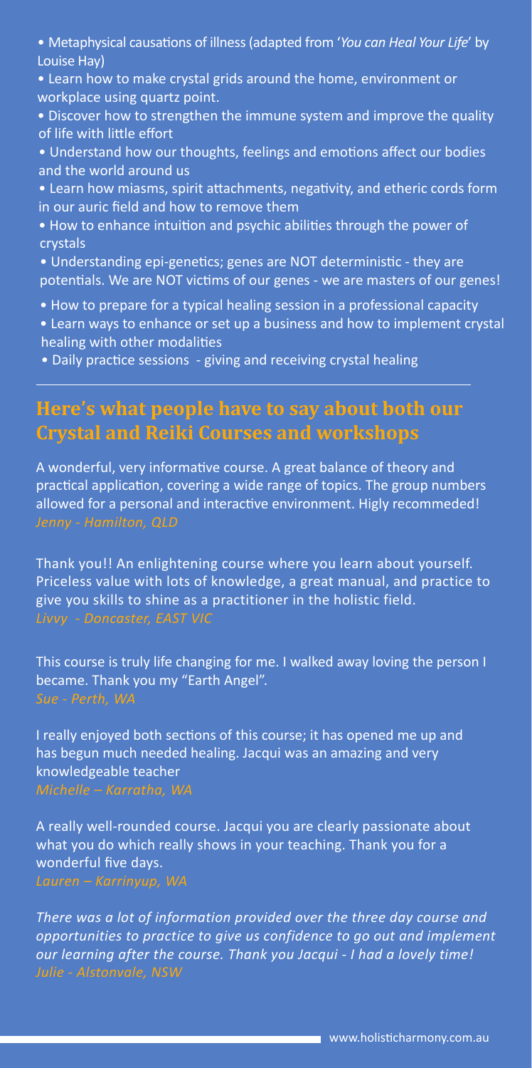- Metaphysical causations of illness (adapted from '*You can Heal Your Life*' by Louise Hay)
- Learn how to make crystal grids around the home, environment or workplace using quartz point.
- Discover how to strengthen the immune system and improve the quality of life with little effort
- Understand how our thoughts, feelings and emotions affect our bodies and the world around us
- Learn how miasms, spirit attachments, negativity, and etheric cords form in our auric field and how to remove them
- How to enhance intuition and psychic abilities through the power of crystals
- Understanding epi-genetics; genes are NOT deterministic - they are potentials. We are NOT victims of our genes - we are masters of our genes!
- How to prepare for a typical healing session in a professional capacity
- Learn ways to enhance or set up a business and how to implement crystal healing with other modalities
- Daily practice sessions - giving and receiving crystal healing

---

## Here's what people have to say about both our Crystal and Reiki Courses and workshops

A wonderful, very informative course. A great balance of theory and practical application, covering a wide range of topics. The group numbers allowed for a personal and interactive environment. Higly recommeded!
*Jenny - Hamilton, QLD*

Thank you!! An enlightening course where you learn about yourself. Priceless value with lots of knowledge, a great manual, and practice to give you skills to shine as a practitioner in the holistic field.
*Livvy - Doncaster, EAST VIC*

This course is truly life changing for me. I walked away loving the person I became. Thank you my "Earth Angel".
*Sue - Perth, WA*

I really enjoyed both sections of this course; it has opened me up and has begun much needed healing. Jacqui was an amazing and very knowledgeable teacher
*Michelle – Karratha, WA*

A really well-rounded course. Jacqui you are clearly passionate about what you do which really shows in your teaching. Thank you for a wonderful five days.
*Lauren – Karrinyup, WA*

*There was a lot of information provided over the three day course and opportunities to practice to give us confidence to go out and implement our learning after the course. Thank you Jacqui - I had a lovely time!*
*Julie - Alstonvale, NSW*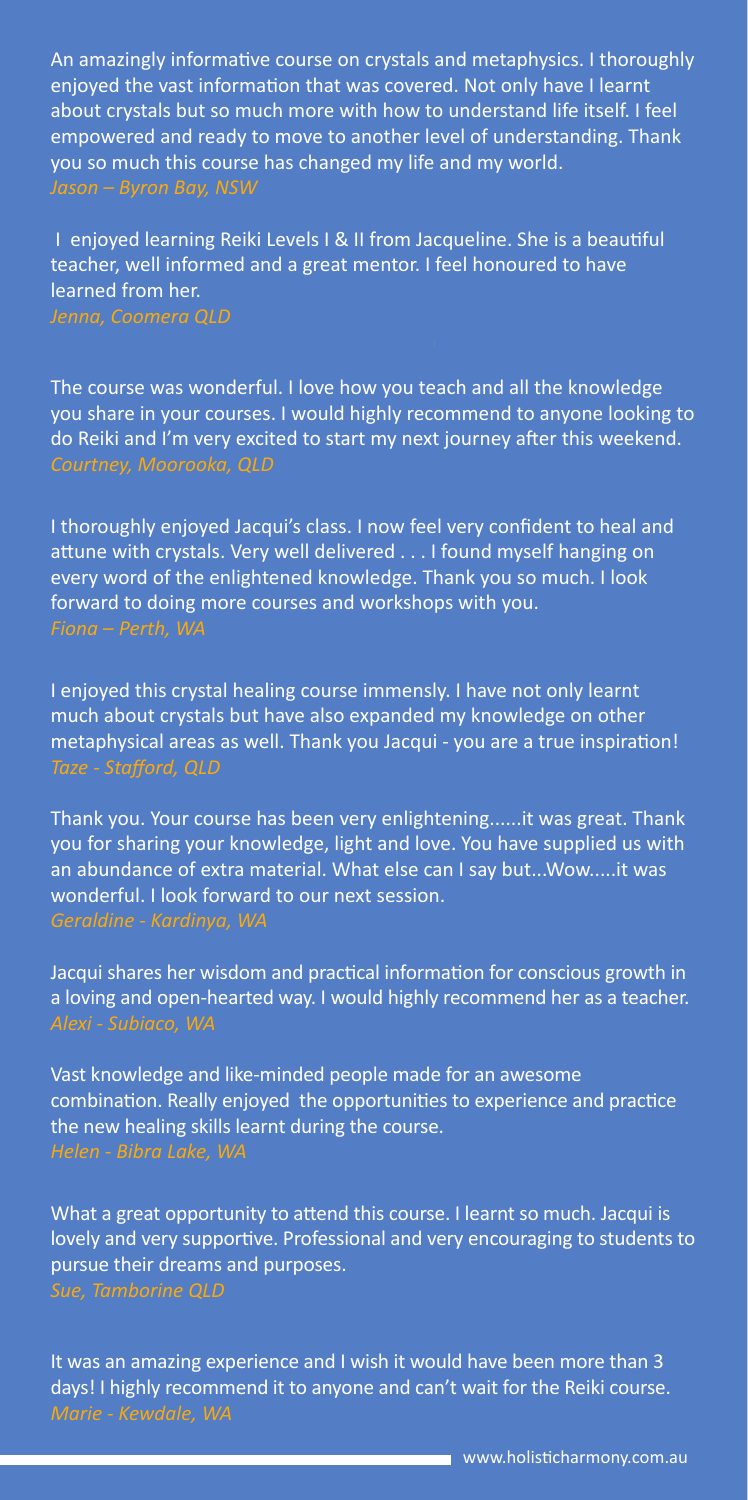An amazingly informative course on crystals and metaphysics. I thoroughly enjoyed the vast information that was covered. Not only have I learnt about crystals but so much more with how to understand life itself. I feel empowered and ready to move to another level of understanding. Thank you so much this course has changed my life and my world.
*Jason – Byron Bay, NSW*

I enjoyed learning Reiki Levels I & II from Jacqueline. She is a beautiful teacher, well informed and a great mentor. I feel honoured to have learned from her.
*Jenna, Coomera QLD*

The course was wonderful. I love how you teach and all the knowledge you share in your courses. I would highly recommend to anyone looking to do Reiki and I'm very excited to start my next journey after this weekend.
*Courtney, Moorooka, QLD*

I thoroughly enjoyed Jacqui's class. I now feel very confident to heal and attune with crystals. Very well delivered . . . I found myself hanging on every word of the enlightened knowledge. Thank you so much. I look forward to doing more courses and workshops with you.
*Fiona – Perth, WA*

I enjoyed this crystal healing course immensely. I have not only learnt much about crystals but have also expanded my knowledge on other metaphysical areas as well. Thank you Jacqui - you are a true inspiration!
*Taze - Stafford, QLD*

Thank you. Your course has been very enlightening......it was great. Thank you for sharing your knowledge, light and love. You have supplied us with an abundance of extra material. What else can I say but...Wow.....it was wonderful. I look forward to our next session.
*Geraldine - Kardinya, WA*

Jacqui shares her wisdom and practical information for conscious growth in a loving and open-hearted way. I would highly recommend her as a teacher.
*Alexi - Subiaco, WA*

Vast knowledge and like-minded people made for an awesome combination. Really enjoyed the opportunities to experience and practice the new healing skills learnt during the course.
*Helen - Bibra Lake, WA*

What a great opportunity to attend this course. I learnt so much. Jacqui is lovely and very supportive. Professional and very encouraging to students to pursue their dreams and purposes.
*Sue, Tamborine QLD*

It was an amazing experience and I wish it would have been more than 3 days! I highly recommend it to anyone and can't wait for the Reiki course.
*Marie - Kewdale, WA*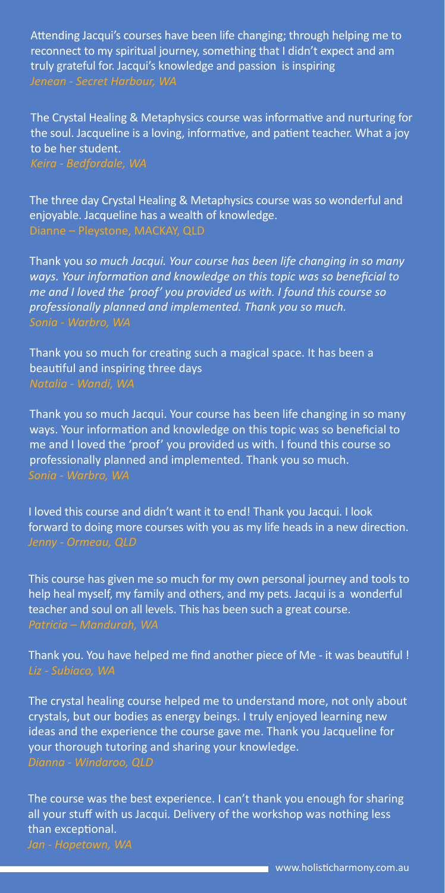Attending Jacqui's courses have been life changing; through helping me to reconnect to my spiritual journey, something that I didn't expect and am truly grateful for. Jacqui's knowledge and passion is inspiring
*Jenean - Secret Harbour, WA*

The Crystal Healing & Metaphysics course was informative and nurturing for the soul. Jacqueline is a loving, informative, and patient teacher. What a joy to be her student.
*Keira - Bedfordale, WA*

The three day Crystal Healing & Metaphysics course was so wonderful and enjoyable. Jacqueline has a wealth of knowledge.
Dianne – Pleystone, MACKAY, QLD

Thank you *so much Jacqui. Your course has been life changing in so many ways. Your information and knowledge on this topic was so beneficial to me and I loved the 'proof' you provided us with. I found this course so professionally planned and implemented. Thank you so much.*
*Sonia - Warbro, WA*

Thank you so much for creating such a magical space. It has been a beautiful and inspiring three days
*Natalia - Wandi, WA*

Thank you so much Jacqui. Your course has been life changing in so many ways. Your information and knowledge on this topic was so beneficial to me and I loved the 'proof' you provided us with. I found this course so professionally planned and implemented. Thank you so much.
*Sonia - Warbro, WA*

I loved this course and didn't want it to end! Thank you Jacqui. I look forward to doing more courses with you as my life heads in a new direction.
*Jenny - Ormeau, QLD*

This course has given me so much for my own personal journey and tools to help heal myself, my family and others, and my pets. Jacqui is a wonderful teacher and soul on all levels. This has been such a great course.
*Patricia – Mandurah, WA*

Thank you. You have helped me find another piece of Me - it was beautiful !
*Liz - Subiaco, WA*

The crystal healing course helped me to understand more, not only about crystals, but our bodies as energy beings. I truly enjoyed learning new ideas and the experience the course gave me. Thank you Jacqueline for your thorough tutoring and sharing your knowledge.
*Dianna - Windaroo, QLD*

The course was the best experience. I can't thank you enough for sharing all your stuff with us Jacqui. Delivery of the workshop was nothing less than exceptional.
*Jan - Hopetown, WA*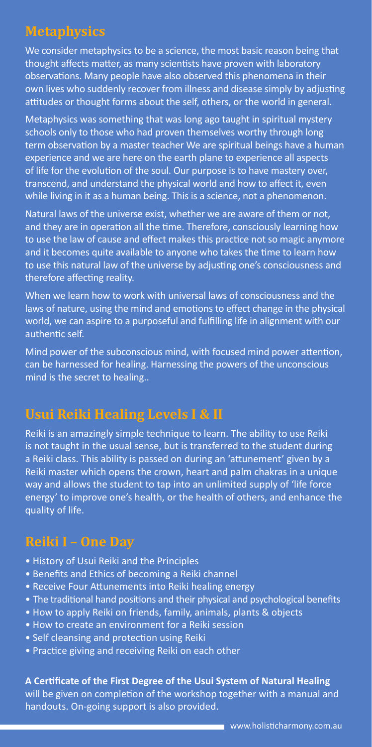## Metaphysics

We consider metaphysics to be a science, the most basic reason being that thought affects matter, as many scientists have proven with laboratory observations. Many people have also observed this phenomena in their own lives who suddenly recover from illness and disease simply by adjusting attitudes or thought forms about the self, others, or the world in general.

Metaphysics was something that was long ago taught in spiritual mystery schools only to those who had proven themselves worthy through long term observation by a master teacher We are spiritual beings have a human experience and we are here on the earth plane to experience all aspects of life for the evolution of the soul. Our purpose is to have mastery over, transcend, and understand the physical world and how to affect it, even while living in it as a human being. This is a science, not a phenomenon.

Natural laws of the universe exist, whether we are aware of them or not, and they are in operation all the time. Therefore, consciously learning how to use the law of cause and effect makes this practice not so magic anymore and it becomes quite available to anyone who takes the time to learn how to use this natural law of the universe by adjusting one's consciousness and therefore affecting reality.

When we learn how to work with universal laws of consciousness and the laws of nature, using the mind and emotions to effect change in the physical world, we can aspire to a purposeful and fulfilling life in alignment with our authentic self.

Mind power of the subconscious mind, with focused mind power attention, can be harnessed for healing. Harnessing the powers of the unconscious mind is the secret to healing..

## Usui Reiki Healing Levels I & II

Reiki is an amazingly simple technique to learn. The ability to use Reiki is not taught in the usual sense, but is transferred to the student during a Reiki class. This ability is passed on during an 'attunement' given by a Reiki master which opens the crown, heart and palm chakras in a unique way and allows the student to tap into an unlimited supply of 'life force energy' to improve one's health, or the health of others, and enhance the quality of life.

## Reiki I – One Day

- History of Usui Reiki and the Principles
- Benefits and Ethics of becoming a Reiki channel
- Receive Four Attunements into Reiki healing energy
- The traditional hand positions and their physical and psychological benefits
- How to apply Reiki on friends, family, animals, plants & objects
- How to create an environment for a Reiki session
- Self cleansing and protection using Reiki
- Practice giving and receiving Reiki on each other

**A Certificate of the First Degree of the Usui System of Natural Healing** will be given on completion of the workshop together with a manual and handouts. On-going support is also provided.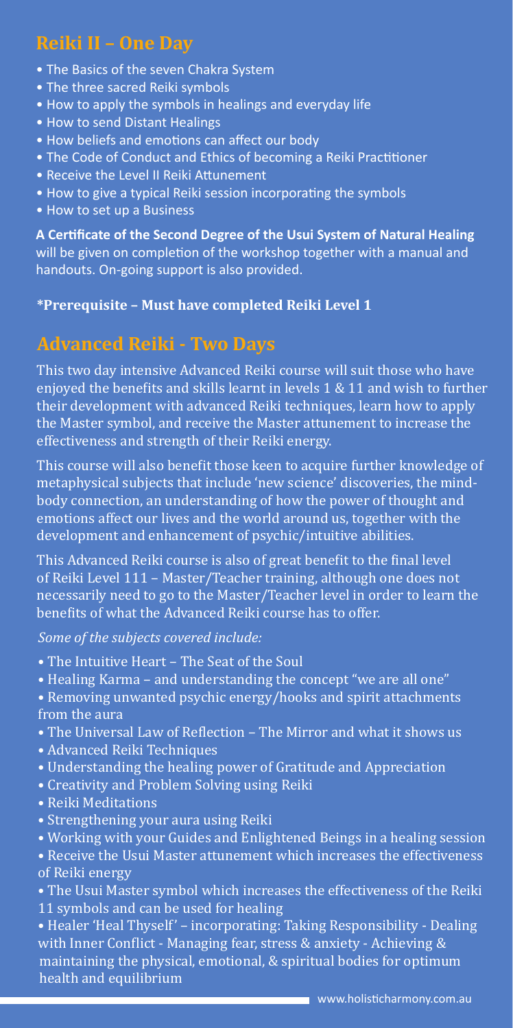## Reiki II – One Day

- The Basics of the seven Chakra System
- The three sacred Reiki symbols
- How to apply the symbols in healings and everyday life
- How to send Distant Healings
- How beliefs and emotions can affect our body
- The Code of Conduct and Ethics of becoming a Reiki Practitioner
- Receive the Level II Reiki Attunement
- How to give a typical Reiki session incorporating the symbols
- How to set up a Business

**A Certificate of the Second Degree of the Usui System of Natural Healing** will be given on completion of the workshop together with a manual and handouts. On-going support is also provided.

**\*Prerequisite – Must have completed Reiki Level 1**

## Advanced Reiki - Two Days

This two day intensive Advanced Reiki course will suit those who have enjoyed the benefits and skills learnt in levels 1 & 11 and wish to further their development with advanced Reiki techniques, learn how to apply the Master symbol, and receive the Master attunement to increase the effectiveness and strength of their Reiki energy.

This course will also benefit those keen to acquire further knowledge of metaphysical subjects that include 'new science' discoveries, the mind-body connection, an understanding of how the power of thought and emotions affect our lives and the world around us, together with the development and enhancement of psychic/intuitive abilities.

This Advanced Reiki course is also of great benefit to the final level of Reiki Level 111 – Master/Teacher training, although one does not necessarily need to go to the Master/Teacher level in order to learn the benefits of what the Advanced Reiki course has to offer.

*Some of the subjects covered include:*

- The Intuitive Heart – The Seat of the Soul
- Healing Karma – and understanding the concept "we are all one"
- Removing unwanted psychic energy/hooks and spirit attachments from the aura
- The Universal Law of Reflection – The Mirror and what it shows us
- Advanced Reiki Techniques
- Understanding the healing power of Gratitude and Appreciation
- Creativity and Problem Solving using Reiki
- Reiki Meditations
- Strengthening your aura using Reiki
- Working with your Guides and Enlightened Beings in a healing session
- Receive the Usui Master attunement which increases the effectiveness of Reiki energy
- The Usui Master symbol which increases the effectiveness of the Reiki 11 symbols and can be used for healing
- Healer 'Heal Thyself' – incorporating: Taking Responsibility - Dealing with Inner Conflict - Managing fear, stress & anxiety - Achieving & maintaining the physical, emotional, & spiritual bodies for optimum health and equilibrium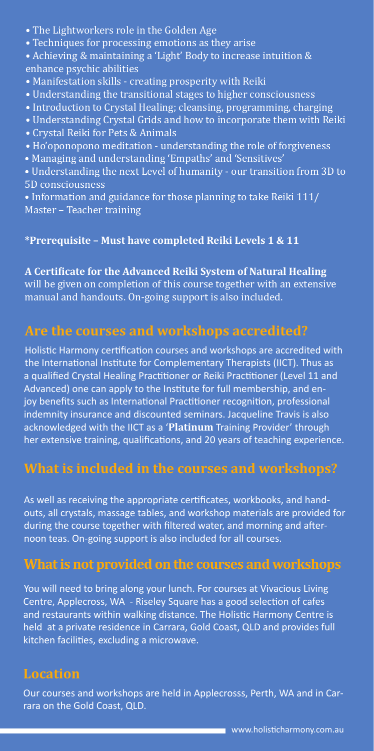- The Lightworkers role in the Golden Age
- Techniques for processing emotions as they arise
- Achieving & maintaining a 'Light' Body to increase intuition & enhance psychic abilities
- Manifestation skills - creating prosperity with Reiki
- Understanding the transitional stages to higher consciousness
- Introduction to Crystal Healing; cleansing, programming, charging
- Understanding Crystal Grids and how to incorporate them with Reiki
- Crystal Reiki for Pets & Animals
- Ho'oponopono meditation - understanding the role of forgiveness
- Managing and understanding 'Empaths' and 'Sensitives'
- Understanding the next Level of humanity - our transition from 3D to 5D consciousness
- Information and guidance for those planning to take Reiki 111/ Master – Teacher training

**\*Prerequisite – Must have completed Reiki Levels 1 & 11**

**A Certificate for the Advanced Reiki System of Natural Healing** will be given on completion of this course together with an extensive manual and handouts. On-going support is also included.

## Are the courses and workshops accredited?

Holistic Harmony certification courses and workshops are accredited with the International Institute for Complementary Therapists (IICT). Thus as a qualified Crystal Healing Practitioner or Reiki Practitioner (Level 11 and Advanced) one can apply to the Institute for full membership, and enjoy benefits such as International Practitioner recognition, professional indemnity insurance and discounted seminars. Jacqueline Travis is also acknowledged with the IICT as a '**Platinum** Training Provider' through her extensive training, qualifications, and 20 years of teaching experience.

## What is included in the courses and workshops?

As well as receiving the appropriate certificates, workbooks, and handouts, all crystals, massage tables, and workshop materials are provided for during the course together with filtered water, and morning and afternoon teas. On-going support is also included for all courses.

## What is not provided on the courses and workshops

You will need to bring along your lunch. For courses at Vivacious Living Centre, Applecross, WA - Riseley Square has a good selection of cafes and restaurants within walking distance. The Holistic Harmony Centre is held at a private residence in Carrara, Gold Coast, QLD and provides full kitchen facilities, excluding a microwave.

## Location

Our courses and workshops are held in Applecrosss, Perth, WA and in Carrara on the Gold Coast, QLD.

www.holisticharmony.com.au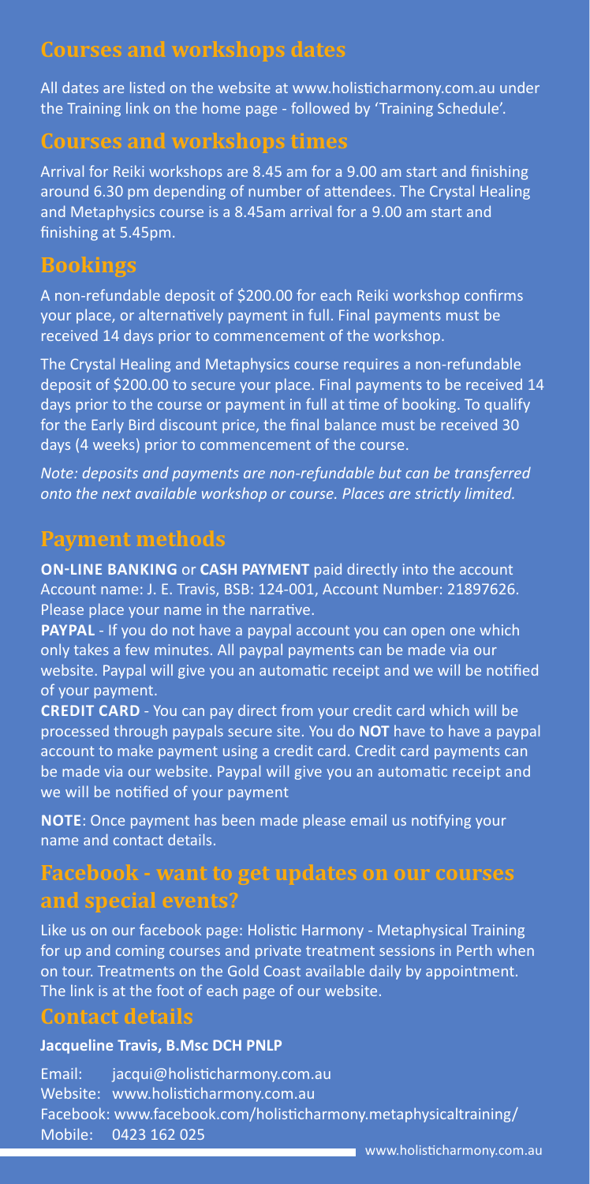## Courses and workshops dates

All dates are listed on the website at www.holisticharmony.com.au under the Training link on the home page - followed by 'Training Schedule'.

## Courses and workshops times

Arrival for Reiki workshops are 8.45 am for a 9.00 am start and finishing around 6.30 pm depending of number of attendees. The Crystal Healing and Metaphysics course is a 8.45am arrival for a 9.00 am start and finishing at 5.45pm.

## Bookings

A non-refundable deposit of $200.00 for each Reiki workshop confirms your place, or alternatively payment in full. Final payments must be received 14 days prior to commencement of the workshop.

The Crystal Healing and Metaphysics course requires a non-refundable deposit of $200.00 to secure your place. Final payments to be received 14 days prior to the course or payment in full at time of booking. To qualify for the Early Bird discount price, the final balance must be received 30 days (4 weeks) prior to commencement of the course.

*Note: deposits and payments are non-refundable but can be transferred onto the next available workshop or course. Places are strictly limited.*

## Payment methods

**ON-LINE BANKING** or **CASH PAYMENT** paid directly into the account Account name: J. E. Travis, BSB: 124-001, Account Number: 21897626. Please place your name in the narrative.

**PAYPAL** - If you do not have a paypal account you can open one which only takes a few minutes. All paypal payments can be made via our website. Paypal will give you an automatic receipt and we will be notified of your payment.

**CREDIT CARD** - You can pay direct from your credit card which will be processed through paypals secure site. You do **NOT** have to have a paypal account to make payment using a credit card. Credit card payments can be made via our website. Paypal will give you an automatic receipt and we will be notified of your payment

**NOTE**: Once payment has been made please email us notifying your name and contact details.

## Facebook - want to get updates on our courses and special events?

Like us on our facebook page: Holistic Harmony - Metaphysical Training for up and coming courses and private treatment sessions in Perth when on tour. Treatments on the Gold Coast available daily by appointment. The link is at the foot of each page of our website.

## Contact details

**Jacqueline Travis, B.Msc DCH PNLP**

Email: jacqui@holisticharmony.com.au
Website: www.holisticharmony.com.au
Facebook: www.facebook.com/holisticharmony.metaphysicaltraining/
Mobile: 0423 162 025